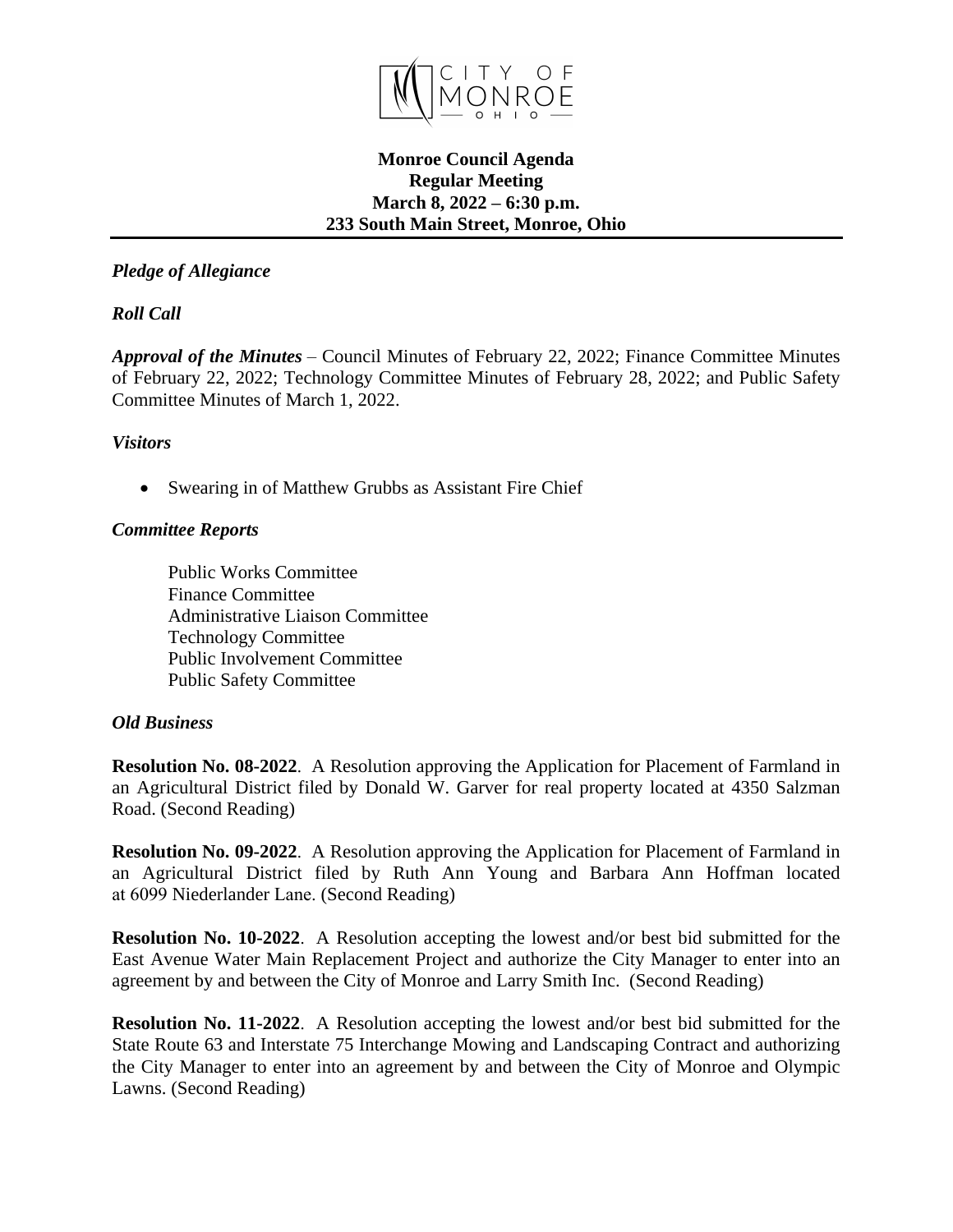**Monroe Council Agenda**
**Regular Meeting**
**March 8, 2022 – 6:30 p.m.**
**233 South Main Street, Monroe, Ohio**

***Pledge of Allegiance***

***Roll Call***

***Approval of the Minutes*** – Council Minutes of February 22, 2022; Finance Committee Minutes of February 22, 2022; Technology Committee Minutes of February 28, 2022; and Public Safety Committee Minutes of March 1, 2022.

***Visitors***

- Swearing in of Matthew Grubbs as Assistant Fire Chief

***Committee Reports***

Public Works Committee
Finance Committee
Administrative Liaison Committee
Technology Committee
Public Involvement Committee
Public Safety Committee

***Old Business***

**Resolution No. 08-2022**. A Resolution approving the Application for Placement of Farmland in an Agricultural District filed by Donald W. Garver for real property located at 4350 Salzman Road. (Second Reading)

**Resolution No. 09-2022**. A Resolution approving the Application for Placement of Farmland in an Agricultural District filed by Ruth Ann Young and Barbara Ann Hoffman located at 6099 Niederlander Lane. (Second Reading)

**Resolution No. 10-2022**. A Resolution accepting the lowest and/or best bid submitted for the East Avenue Water Main Replacement Project and authorize the City Manager to enter into an agreement by and between the City of Monroe and Larry Smith Inc. (Second Reading)

**Resolution No. 11-2022**. A Resolution accepting the lowest and/or best bid submitted for the State Route 63 and Interstate 75 Interchange Mowing and Landscaping Contract and authorizing the City Manager to enter into an agreement by and between the City of Monroe and Olympic Lawns. (Second Reading)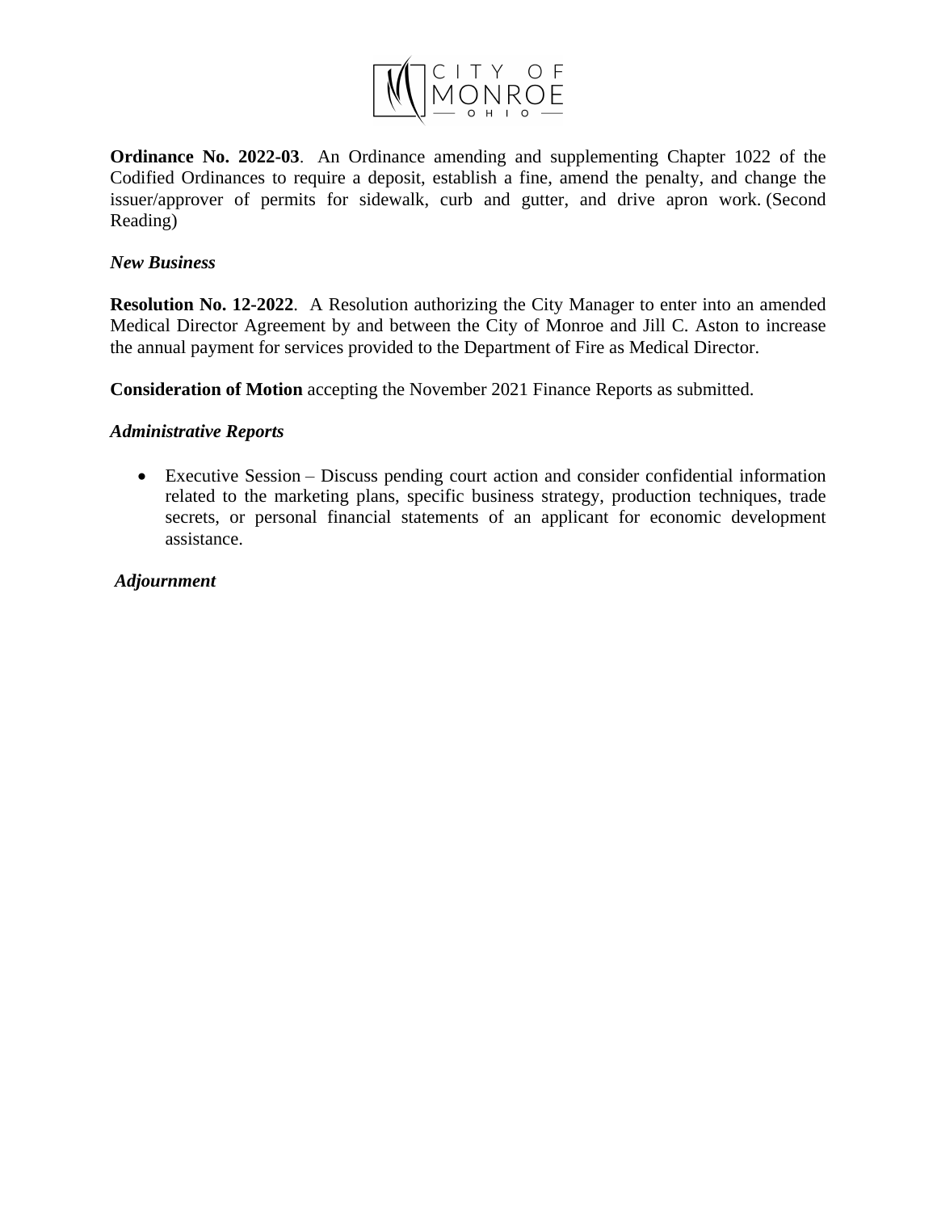**Ordinance No. 2022-03**. An Ordinance amending and supplementing Chapter 1022 of the Codified Ordinances to require a deposit, establish a fine, amend the penalty, and change the issuer/approver of permits for sidewalk, curb and gutter, and drive apron work. (Second Reading)

***New Business***

**Resolution No. 12-2022**. A Resolution authorizing the City Manager to enter into an amended Medical Director Agreement by and between the City of Monroe and Jill C. Aston to increase the annual payment for services provided to the Department of Fire as Medical Director.

**Consideration of Motion** accepting the November 2021 Finance Reports as submitted.

***Administrative Reports***

- Executive Session – Discuss pending court action and consider confidential information related to the marketing plans, specific business strategy, production techniques, trade secrets, or personal financial statements of an applicant for economic development assistance.

***Adjournment***